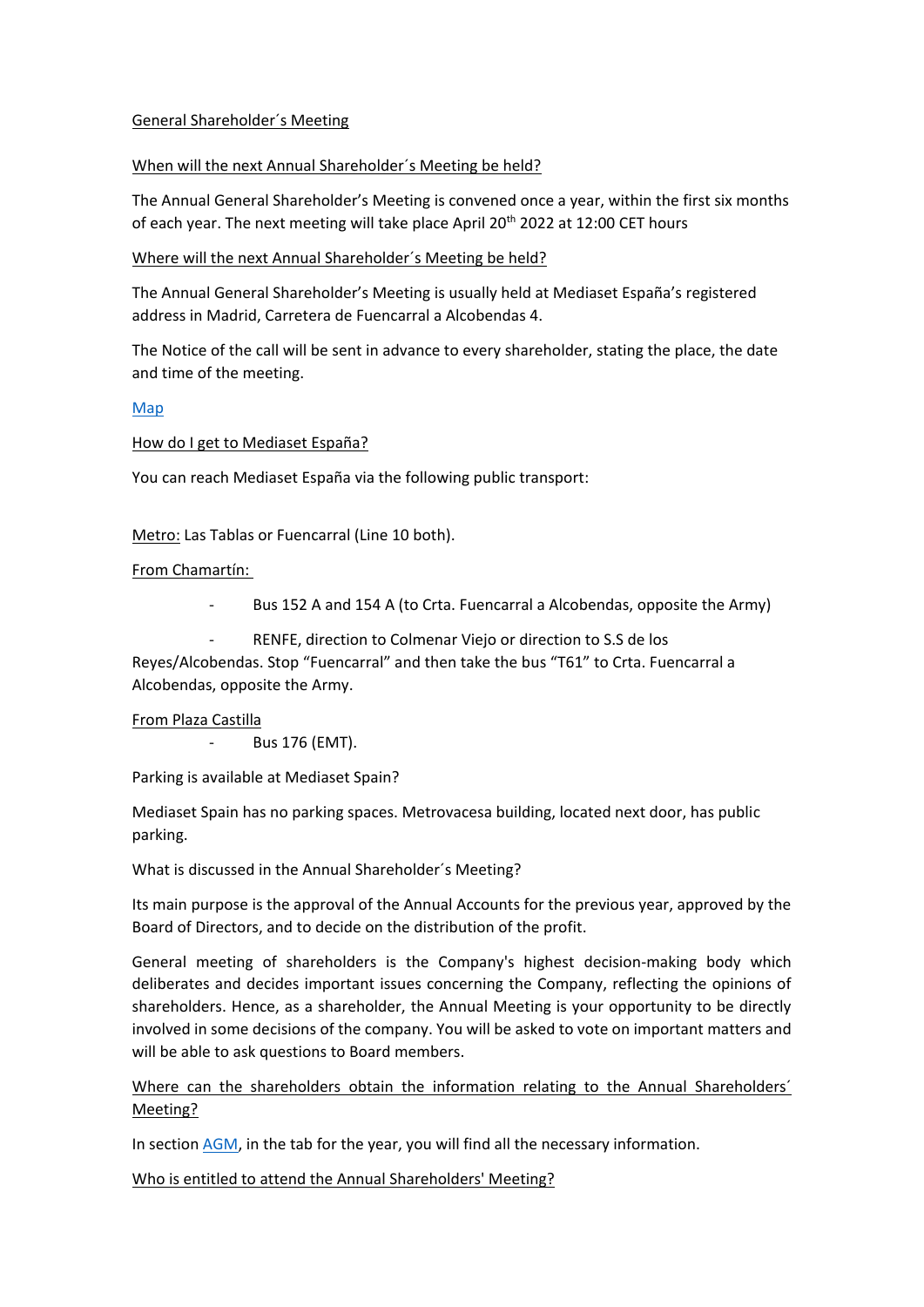## General Shareholder´s Meeting

### When will the next Annual Shareholder´s Meeting be held?

The Annual General Shareholder's Meeting is convened once a year, within the first six months of each year. The next meeting will take place April 20th 2022 at 12:00 CET hours

### Where will the next Annual Shareholder´s Meeting be held?

The Annual General Shareholder's Meeting is usually held at Mediaset España's registered address in Madrid, Carretera de Fuencarral a Alcobendas 4.

The Notice of the call will be sent in advance to every shareholder, stating the place, the date and time of the meeting.

Map

### How do I get to Mediaset España?

You can reach Mediaset España via the following public transport:

Metro: Las Tablas or Fuencarral (Line 10 both).

From Chamartín:

- Bus 152 A and 154 A (to Crta. Fuencarral a Alcobendas, opposite the Army)
- RENFE, direction to Colmenar Viejo or direction to S.S de los Reyes/Alcobendas. Stop "Fuencarral" and then take the bus "T61" to Crta. Fuencarral a Alcobendas, opposite the Army.

From Plaza Castilla

- Bus 176 (EMT).

Parking is available at Mediaset Spain?

Mediaset Spain has no parking spaces. Metrovacesa building, located next door, has public parking.

What is discussed in the Annual Shareholder´s Meeting?

Its main purpose is the approval of the Annual Accounts for the previous year, approved by the Board of Directors, and to decide on the distribution of the profit.

General meeting of shareholders is the Company's highest decision-making body which deliberates and decides important issues concerning the Company, reflecting the opinions of shareholders. Hence, as a shareholder, the Annual Meeting is your opportunity to be directly involved in some decisions of the company. You will be asked to vote on important matters and will be able to ask questions to Board members.

### Where can the shareholders obtain the information relating to the Annual Shareholders´ Meeting?

In section AGM, in the tab for the year, you will find all the necessary information.

### Who is entitled to attend the Annual Shareholders' Meeting?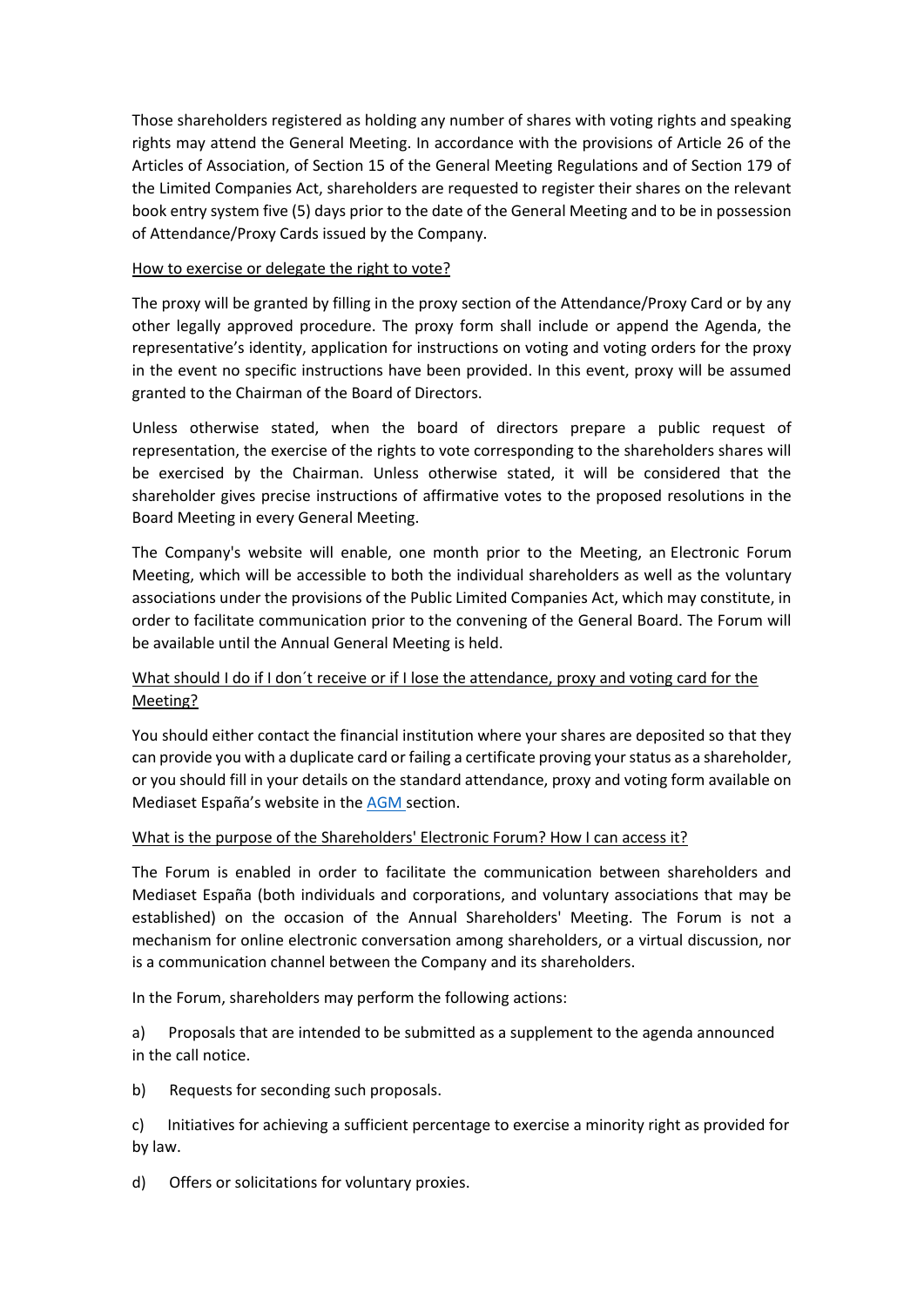Those shareholders registered as holding any number of shares with voting rights and speaking rights may attend the General Meeting. In accordance with the provisions of Article 26 of the Articles of Association, of Section 15 of the General Meeting Regulations and of Section 179 of the Limited Companies Act, shareholders are requested to register their shares on the relevant book entry system five (5) days prior to the date of the General Meeting and to be in possession of Attendance/Proxy Cards issued by the Company.

How to exercise or delegate the right to vote?

The proxy will be granted by filling in the proxy section of the Attendance/Proxy Card or by any other legally approved procedure. The proxy form shall include or append the Agenda, the representative's identity, application for instructions on voting and voting orders for the proxy in the event no specific instructions have been provided. In this event, proxy will be assumed granted to the Chairman of the Board of Directors.

Unless otherwise stated, when the board of directors prepare a public request of representation, the exercise of the rights to vote corresponding to the shareholders shares will be exercised by the Chairman. Unless otherwise stated, it will be considered that the shareholder gives precise instructions of affirmative votes to the proposed resolutions in the Board Meeting in every General Meeting.

The Company's website will enable, one month prior to the Meeting, an Electronic Forum Meeting, which will be accessible to both the individual shareholders as well as the voluntary associations under the provisions of the Public Limited Companies Act, which may constitute, in order to facilitate communication prior to the convening of the General Board. The Forum will be available until the Annual General Meeting is held.

What should I do if I don´t receive or if I lose the attendance, proxy and voting card for the Meeting?

You should either contact the financial institution where your shares are deposited so that they can provide you with a duplicate card or failing a certificate proving your status as a shareholder, or you should fill in your details on the standard attendance, proxy and voting form available on Mediaset España's website in the AGM section.

What is the purpose of the Shareholders' Electronic Forum? How I can access it?

The Forum is enabled in order to facilitate the communication between shareholders and Mediaset España (both individuals and corporations, and voluntary associations that may be established) on the occasion of the Annual Shareholders' Meeting. The Forum is not a mechanism for online electronic conversation among shareholders, or a virtual discussion, nor is a communication channel between the Company and its shareholders.

In the Forum, shareholders may perform the following actions:

a) Proposals that are intended to be submitted as a supplement to the agenda announced in the call notice.

b) Requests for seconding such proposals.

c) Initiatives for achieving a sufficient percentage to exercise a minority right as provided for by law.

d) Offers or solicitations for voluntary proxies.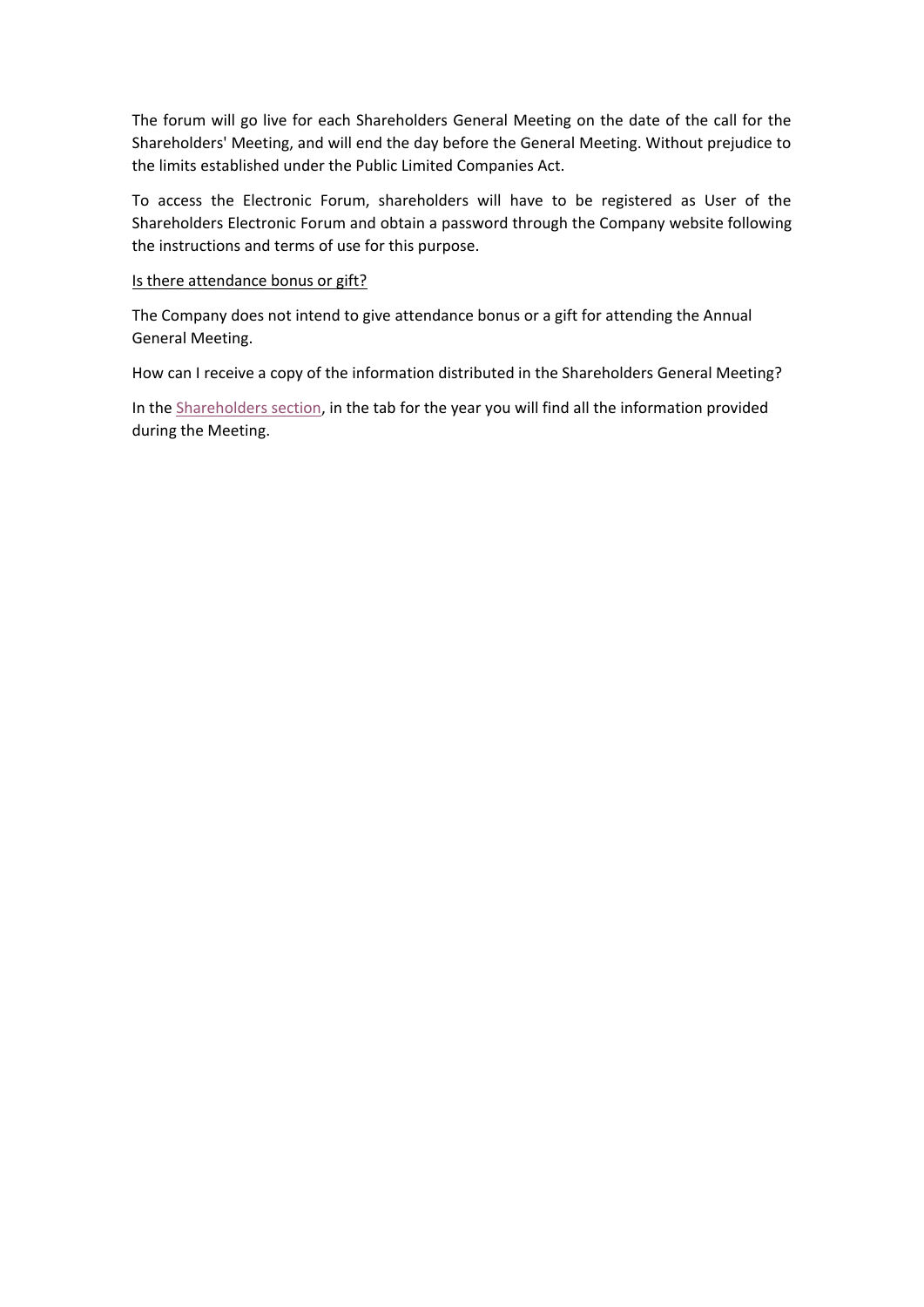The forum will go live for each Shareholders General Meeting on the date of the call for the Shareholders' Meeting, and will end the day before the General Meeting. Without prejudice to the limits established under the Public Limited Companies Act.

To access the Electronic Forum, shareholders will have to be registered as User of the Shareholders Electronic Forum and obtain a password through the Company website following the instructions and terms of use for this purpose.

Is there attendance bonus or gift?

The Company does not intend to give attendance bonus or a gift for attending the Annual General Meeting.

How can I receive a copy of the information distributed in the Shareholders General Meeting?

In the Shareholders section, in the tab for the year you will find all the information provided during the Meeting.